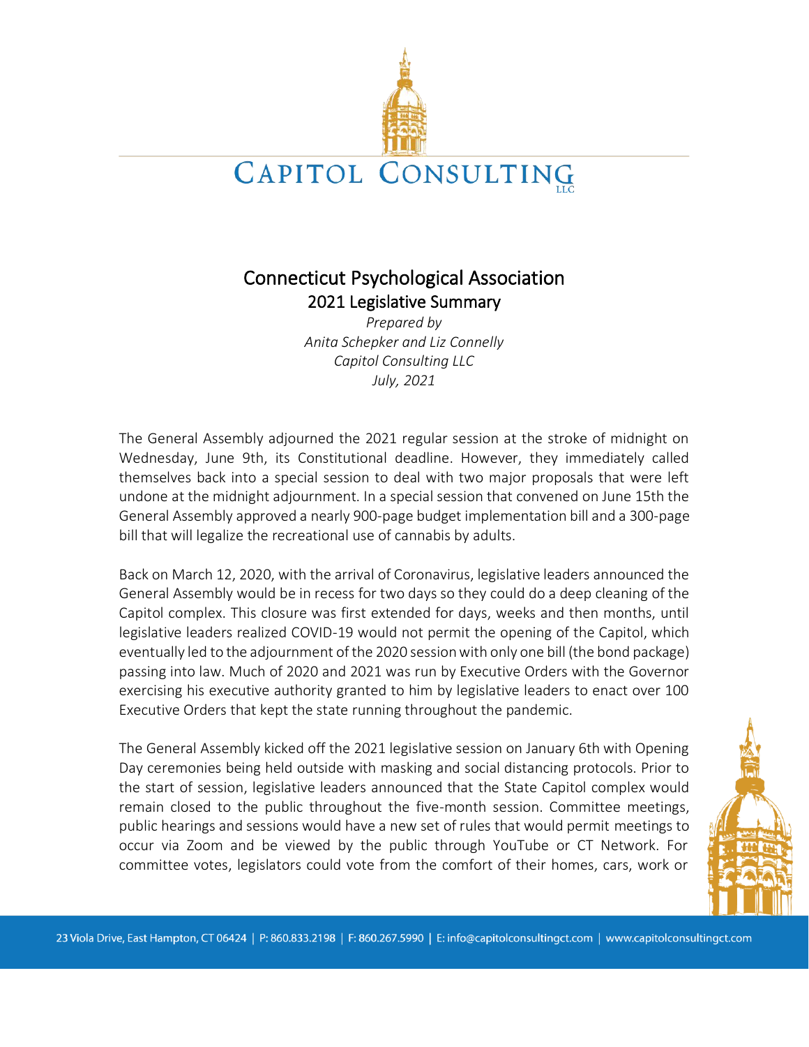# Connecticut Psychological Association

## 2021 Legislative Summary

*Prepared by*
*Anita Schepker and Liz Connelly*
*Capitol Consulting LLC*
*July, 2021*

The General Assembly adjourned the 2021 regular session at the stroke of midnight on Wednesday, June 9th, its Constitutional deadline. However, they immediately called themselves back into a special session to deal with two major proposals that were left undone at the midnight adjournment. In a special session that convened on June 15th the General Assembly approved a nearly 900-page budget implementation bill and a 300-page bill that will legalize the recreational use of cannabis by adults.

Back on March 12, 2020, with the arrival of Coronavirus, legislative leaders announced the General Assembly would be in recess for two days so they could do a deep cleaning of the Capitol complex. This closure was first extended for days, weeks and then months, until legislative leaders realized COVID-19 would not permit the opening of the Capitol, which eventually led to the adjournment of the 2020 session with only one bill (the bond package) passing into law. Much of 2020 and 2021 was run by Executive Orders with the Governor exercising his executive authority granted to him by legislative leaders to enact over 100 Executive Orders that kept the state running throughout the pandemic.

The General Assembly kicked off the 2021 legislative session on January 6th with Opening Day ceremonies being held outside with masking and social distancing protocols. Prior to the start of session, legislative leaders announced that the State Capitol complex would remain closed to the public throughout the five-month session. Committee meetings, public hearings and sessions would have a new set of rules that would permit meetings to occur via Zoom and be viewed by the public through YouTube or CT Network. For committee votes, legislators could vote from the comfort of their homes, cars, work or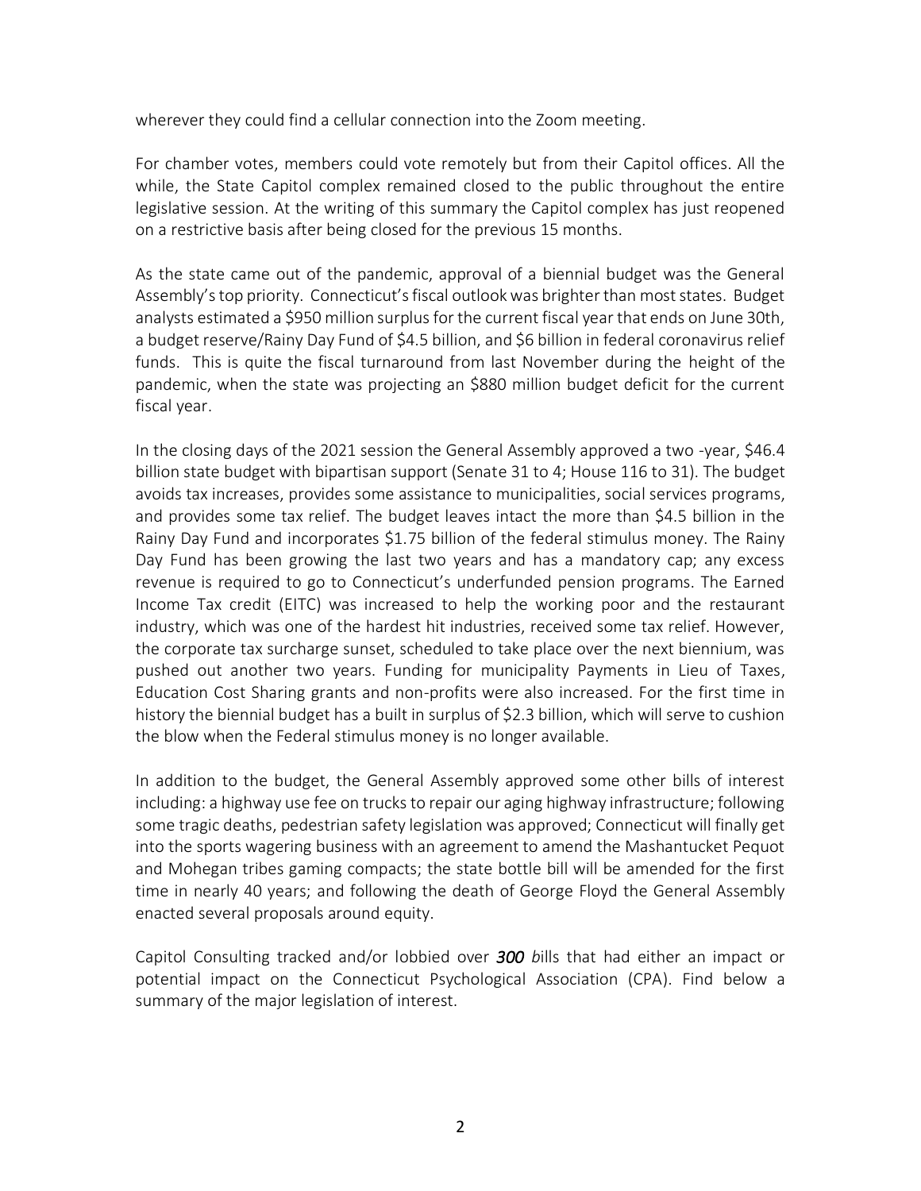wherever they could find a cellular connection into the Zoom meeting.

For chamber votes, members could vote remotely but from their Capitol offices. All the while, the State Capitol complex remained closed to the public throughout the entire legislative session. At the writing of this summary the Capitol complex has just reopened on a restrictive basis after being closed for the previous 15 months.

As the state came out of the pandemic, approval of a biennial budget was the General Assembly's top priority. Connecticut's fiscal outlook was brighter than most states. Budget analysts estimated a \$950 million surplus for the current fiscal year that ends on June 30th, a budget reserve/Rainy Day Fund of \$4.5 billion, and \$6 billion in federal coronavirus relief funds. This is quite the fiscal turnaround from last November during the height of the pandemic, when the state was projecting an \$880 million budget deficit for the current fiscal year.

In the closing days of the 2021 session the General Assembly approved a two -year, \$46.4 billion state budget with bipartisan support (Senate 31 to 4; House 116 to 31). The budget avoids tax increases, provides some assistance to municipalities, social services programs, and provides some tax relief. The budget leaves intact the more than \$4.5 billion in the Rainy Day Fund and incorporates \$1.75 billion of the federal stimulus money. The Rainy Day Fund has been growing the last two years and has a mandatory cap; any excess revenue is required to go to Connecticut's underfunded pension programs. The Earned Income Tax credit (EITC) was increased to help the working poor and the restaurant industry, which was one of the hardest hit industries, received some tax relief. However, the corporate tax surcharge sunset, scheduled to take place over the next biennium, was pushed out another two years. Funding for municipality Payments in Lieu of Taxes, Education Cost Sharing grants and non-profits were also increased. For the first time in history the biennial budget has a built in surplus of \$2.3 billion, which will serve to cushion the blow when the Federal stimulus money is no longer available.

In addition to the budget, the General Assembly approved some other bills of interest including: a highway use fee on trucks to repair our aging highway infrastructure; following some tragic deaths, pedestrian safety legislation was approved; Connecticut will finally get into the sports wagering business with an agreement to amend the Mashantucket Pequot and Mohegan tribes gaming compacts; the state bottle bill will be amended for the first time in nearly 40 years; and following the death of George Floyd the General Assembly enacted several proposals around equity.

Capitol Consulting tracked and/or lobbied over ***300 b****ills* that had either an impact or potential impact on the Connecticut Psychological Association (CPA). Find below a summary of the major legislation of interest.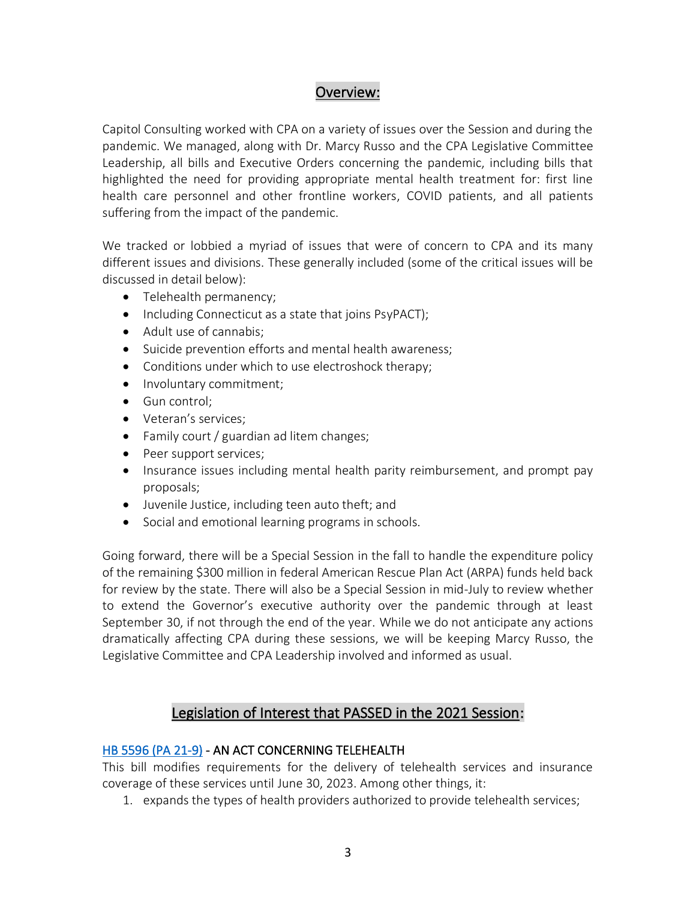## Overview:

Capitol Consulting worked with CPA on a variety of issues over the Session and during the pandemic. We managed, along with Dr. Marcy Russo and the CPA Legislative Committee Leadership, all bills and Executive Orders concerning the pandemic, including bills that highlighted the need for providing appropriate mental health treatment for: first line health care personnel and other frontline workers, COVID patients, and all patients suffering from the impact of the pandemic.

We tracked or lobbied a myriad of issues that were of concern to CPA and its many different issues and divisions. These generally included (some of the critical issues will be discussed in detail below):

- Telehealth permanency;
- Including Connecticut as a state that joins PsyPACT);
- Adult use of cannabis;
- Suicide prevention efforts and mental health awareness;
- Conditions under which to use electroshock therapy;
- Involuntary commitment;
- Gun control;
- Veteran's services;
- Family court / guardian ad litem changes;
- Peer support services;
- Insurance issues including mental health parity reimbursement, and prompt pay proposals;
- Juvenile Justice, including teen auto theft; and
- Social and emotional learning programs in schools.

Going forward, there will be a Special Session in the fall to handle the expenditure policy of the remaining $300 million in federal American Rescue Plan Act (ARPA) funds held back for review by the state. There will also be a Special Session in mid-July to review whether to extend the Governor's executive authority over the pandemic through at least September 30, if not through the end of the year. While we do not anticipate any actions dramatically affecting CPA during these sessions, we will be keeping Marcy Russo, the Legislative Committee and CPA Leadership involved and informed as usual.

## Legislation of Interest that PASSED in the 2021 Session:

HB 5596 (PA 21-9) - AN ACT CONCERNING TELEHEALTH

This bill modifies requirements for the delivery of telehealth services and insurance coverage of these services until June 30, 2023. Among other things, it:

1. expands the types of health providers authorized to provide telehealth services;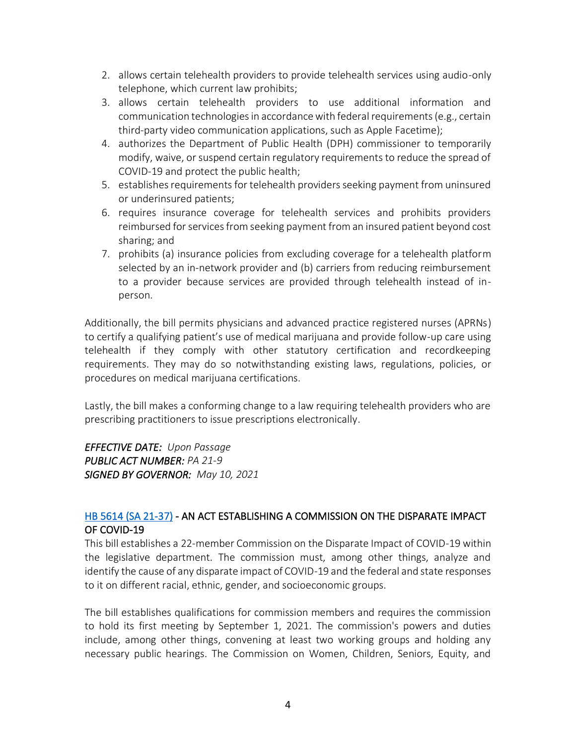2. allows certain telehealth providers to provide telehealth services using audio-only telephone, which current law prohibits;
3. allows certain telehealth providers to use additional information and communication technologies in accordance with federal requirements (e.g., certain third-party video communication applications, such as Apple Facetime);
4. authorizes the Department of Public Health (DPH) commissioner to temporarily modify, waive, or suspend certain regulatory requirements to reduce the spread of COVID-19 and protect the public health;
5. establishes requirements for telehealth providers seeking payment from uninsured or underinsured patients;
6. requires insurance coverage for telehealth services and prohibits providers reimbursed for services from seeking payment from an insured patient beyond cost sharing; and
7. prohibits (a) insurance policies from excluding coverage for a telehealth platform selected by an in-network provider and (b) carriers from reducing reimbursement to a provider because services are provided through telehealth instead of in-person.

Additionally, the bill permits physicians and advanced practice registered nurses (APRNs) to certify a qualifying patient's use of medical marijuana and provide follow-up care using telehealth if they comply with other statutory certification and recordkeeping requirements. They may do so notwithstanding existing laws, regulations, policies, or procedures on medical marijuana certifications.

Lastly, the bill makes a conforming change to a law requiring telehealth providers who are prescribing practitioners to issue prescriptions electronically.

***EFFECTIVE DATE:*** *Upon Passage*
***PUBLIC ACT NUMBER:*** *PA 21-9*
***SIGNED BY GOVERNOR:*** *May 10, 2021*

### HB 5614 (SA 21-37) - AN ACT ESTABLISHING A COMMISSION ON THE DISPARATE IMPACT OF COVID-19

This bill establishes a 22-member Commission on the Disparate Impact of COVID-19 within the legislative department. The commission must, among other things, analyze and identify the cause of any disparate impact of COVID-19 and the federal and state responses to it on different racial, ethnic, gender, and socioeconomic groups.

The bill establishes qualifications for commission members and requires the commission to hold its first meeting by September 1, 2021. The commission's powers and duties include, among other things, convening at least two working groups and holding any necessary public hearings. The Commission on Women, Children, Seniors, Equity, and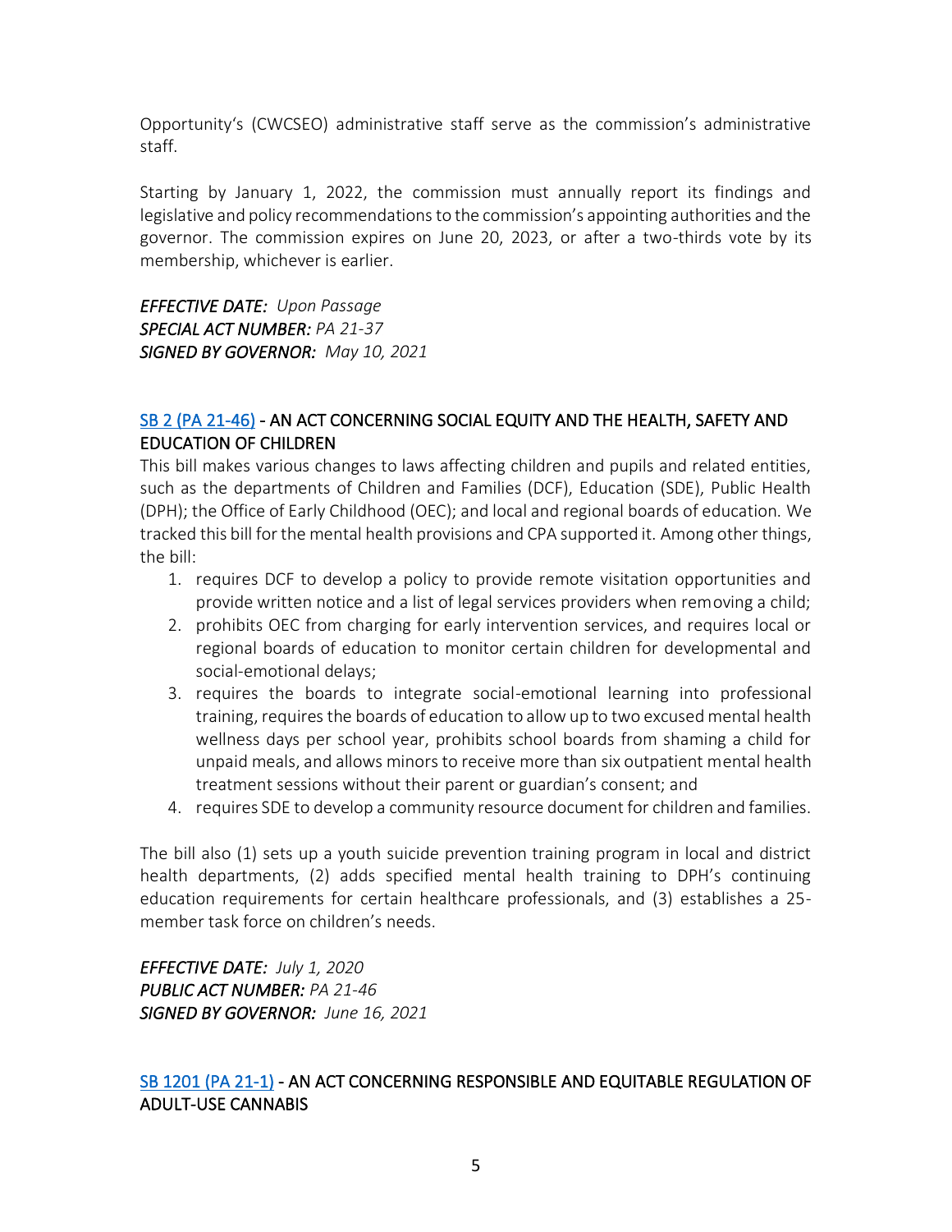Opportunity's (CWCSEO) administrative staff serve as the commission's administrative staff.

Starting by January 1, 2022, the commission must annually report its findings and legislative and policy recommendations to the commission's appointing authorities and the governor. The commission expires on June 20, 2023, or after a two-thirds vote by its membership, whichever is earlier.

***EFFECTIVE DATE:*** *Upon Passage*
***SPECIAL ACT NUMBER:*** *PA 21-37*
***SIGNED BY GOVERNOR:*** *May 10, 2021*

## SB 2 (PA 21-46) - AN ACT CONCERNING SOCIAL EQUITY AND THE HEALTH, SAFETY AND EDUCATION OF CHILDREN

This bill makes various changes to laws affecting children and pupils and related entities, such as the departments of Children and Families (DCF), Education (SDE), Public Health (DPH); the Office of Early Childhood (OEC); and local and regional boards of education. We tracked this bill for the mental health provisions and CPA supported it. Among other things, the bill:

1. requires DCF to develop a policy to provide remote visitation opportunities and provide written notice and a list of legal services providers when removing a child;
2. prohibits OEC from charging for early intervention services, and requires local or regional boards of education to monitor certain children for developmental and social-emotional delays;
3. requires the boards to integrate social-emotional learning into professional training, requires the boards of education to allow up to two excused mental health wellness days per school year, prohibits school boards from shaming a child for unpaid meals, and allows minors to receive more than six outpatient mental health treatment sessions without their parent or guardian's consent; and
4. requires SDE to develop a community resource document for children and families.

The bill also (1) sets up a youth suicide prevention training program in local and district health departments, (2) adds specified mental health training to DPH's continuing education requirements for certain healthcare professionals, and (3) establishes a 25-member task force on children's needs.

***EFFECTIVE DATE:*** *July 1, 2020*
***PUBLIC ACT NUMBER:*** *PA 21-46*
***SIGNED BY GOVERNOR:*** *June 16, 2021*

## SB 1201 (PA 21-1) - AN ACT CONCERNING RESPONSIBLE AND EQUITABLE REGULATION OF ADULT-USE CANNABIS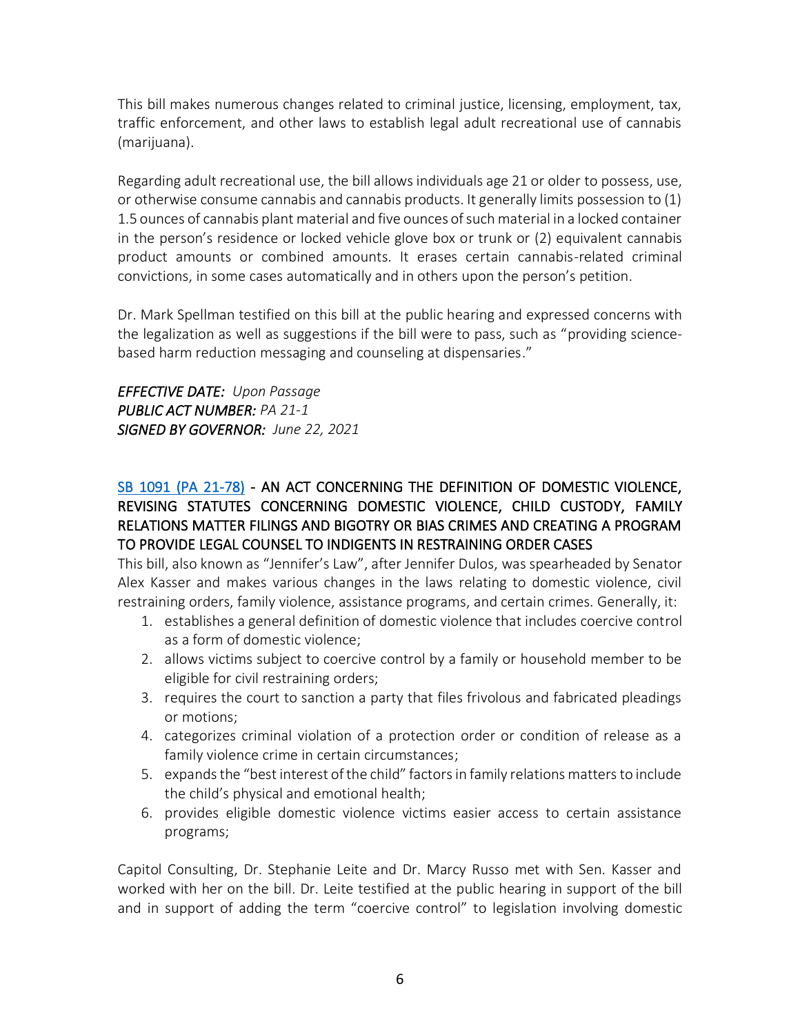This bill makes numerous changes related to criminal justice, licensing, employment, tax, traffic enforcement, and other laws to establish legal adult recreational use of cannabis (marijuana).

Regarding adult recreational use, the bill allows individuals age 21 or older to possess, use, or otherwise consume cannabis and cannabis products. It generally limits possession to (1) 1.5 ounces of cannabis plant material and five ounces of such material in a locked container in the person's residence or locked vehicle glove box or trunk or (2) equivalent cannabis product amounts or combined amounts. It erases certain cannabis-related criminal convictions, in some cases automatically and in others upon the person's petition.

Dr. Mark Spellman testified on this bill at the public hearing and expressed concerns with the legalization as well as suggestions if the bill were to pass, such as "providing science-based harm reduction messaging and counseling at dispensaries."

***EFFECTIVE DATE:*** *Upon Passage*
***PUBLIC ACT NUMBER:*** *PA 21-1*
***SIGNED BY GOVERNOR:*** *June 22, 2021*

### SB 1091 (PA 21-78) - AN ACT CONCERNING THE DEFINITION OF DOMESTIC VIOLENCE, REVISING STATUTES CONCERNING DOMESTIC VIOLENCE, CHILD CUSTODY, FAMILY RELATIONS MATTER FILINGS AND BIGOTRY OR BIAS CRIMES AND CREATING A PROGRAM TO PROVIDE LEGAL COUNSEL TO INDIGENTS IN RESTRAINING ORDER CASES

This bill, also known as "Jennifer's Law", after Jennifer Dulos, was spearheaded by Senator Alex Kasser and makes various changes in the laws relating to domestic violence, civil restraining orders, family violence, assistance programs, and certain crimes. Generally, it:

1. establishes a general definition of domestic violence that includes coercive control as a form of domestic violence;
2. allows victims subject to coercive control by a family or household member to be eligible for civil restraining orders;
3. requires the court to sanction a party that files frivolous and fabricated pleadings or motions;
4. categorizes criminal violation of a protection order or condition of release as a family violence crime in certain circumstances;
5. expands the "best interest of the child" factors in family relations matters to include the child's physical and emotional health;
6. provides eligible domestic violence victims easier access to certain assistance programs;

Capitol Consulting, Dr. Stephanie Leite and Dr. Marcy Russo met with Sen. Kasser and worked with her on the bill. Dr. Leite testified at the public hearing in support of the bill and in support of adding the term "coercive control" to legislation involving domestic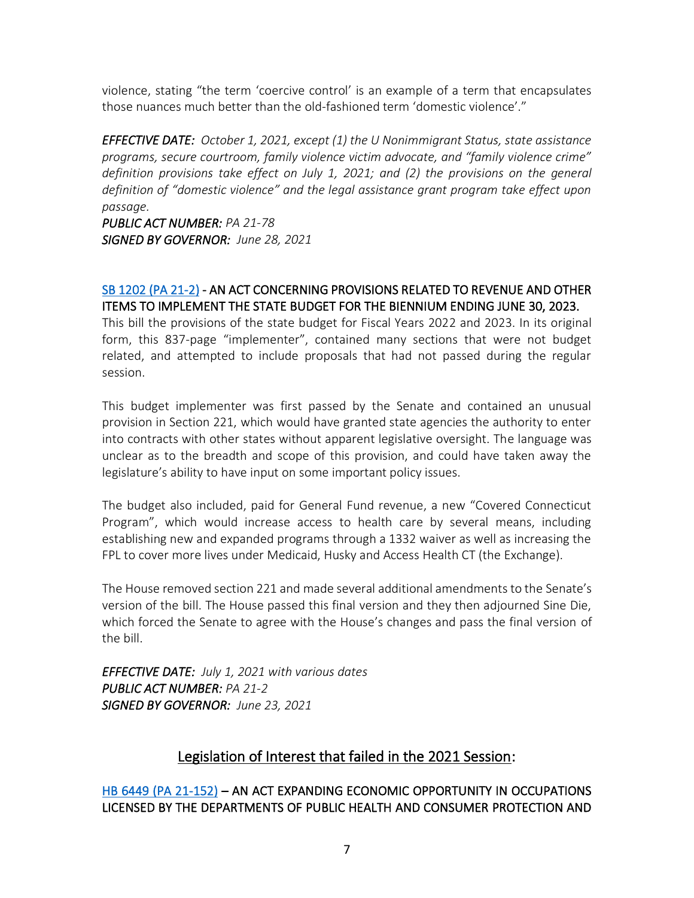violence, stating "the term 'coercive control' is an example of a term that encapsulates those nuances much better than the old-fashioned term 'domestic violence'."

***EFFECTIVE DATE:*** *October 1, 2021, except (1) the U Nonimmigrant Status, state assistance programs, secure courtroom, family violence victim advocate, and "family violence crime" definition provisions take effect on July 1, 2021; and (2) the provisions on the general definition of "domestic violence" and the legal assistance grant program take effect upon passage.*
***PUBLIC ACT NUMBER:*** *PA 21-78*
***SIGNED BY GOVERNOR:*** *June 28, 2021*

SB 1202 (PA 21-2) - AN ACT CONCERNING PROVISIONS RELATED TO REVENUE AND OTHER ITEMS TO IMPLEMENT THE STATE BUDGET FOR THE BIENNIUM ENDING JUNE 30, 2023.
This bill the provisions of the state budget for Fiscal Years 2022 and 2023. In its original form, this 837-page "implementer", contained many sections that were not budget related, and attempted to include proposals that had not passed during the regular session.

This budget implementer was first passed by the Senate and contained an unusual provision in Section 221, which would have granted state agencies the authority to enter into contracts with other states without apparent legislative oversight. The language was unclear as to the breadth and scope of this provision, and could have taken away the legislature's ability to have input on some important policy issues.

The budget also included, paid for General Fund revenue, a new "Covered Connecticut Program", which would increase access to health care by several means, including establishing new and expanded programs through a 1332 waiver as well as increasing the FPL to cover more lives under Medicaid, Husky and Access Health CT (the Exchange).

The House removed section 221 and made several additional amendments to the Senate's version of the bill. The House passed this final version and they then adjourned Sine Die, which forced the Senate to agree with the House's changes and pass the final version of the bill.

***EFFECTIVE DATE:*** *July 1, 2021 with various dates*
***PUBLIC ACT NUMBER:*** *PA 21-2*
***SIGNED BY GOVERNOR:*** *June 23, 2021*

## Legislation of Interest that failed in the 2021 Session:

HB 6449 (PA 21-152) – AN ACT EXPANDING ECONOMIC OPPORTUNITY IN OCCUPATIONS LICENSED BY THE DEPARTMENTS OF PUBLIC HEALTH AND CONSUMER PROTECTION AND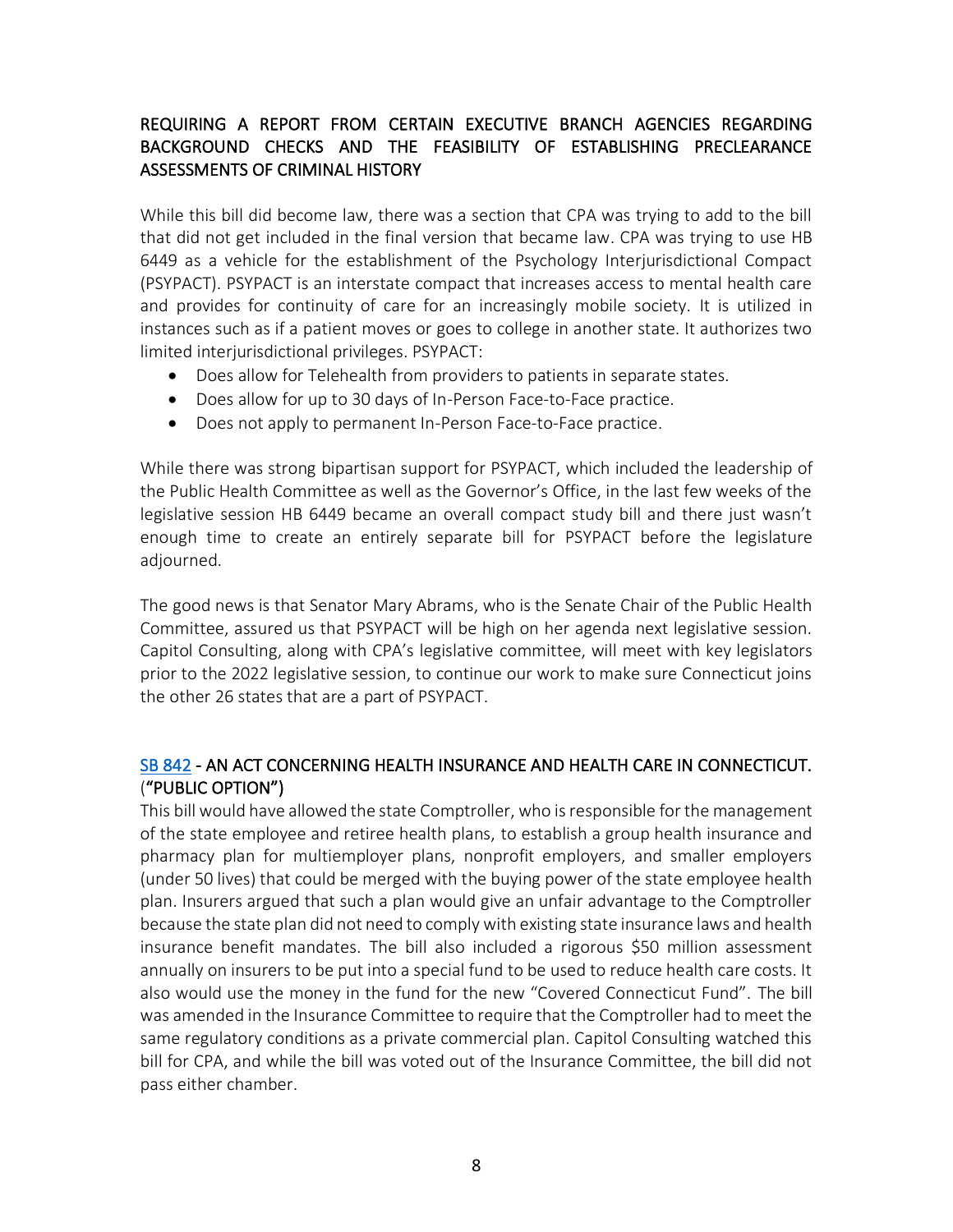## REQUIRING A REPORT FROM CERTAIN EXECUTIVE BRANCH AGENCIES REGARDING BACKGROUND CHECKS AND THE FEASIBILITY OF ESTABLISHING PRECLEARANCE ASSESSMENTS OF CRIMINAL HISTORY

While this bill did become law, there was a section that CPA was trying to add to the bill that did not get included in the final version that became law. CPA was trying to use HB 6449 as a vehicle for the establishment of the Psychology Interjurisdictional Compact (PSYPACT). PSYPACT is an interstate compact that increases access to mental health care and provides for continuity of care for an increasingly mobile society. It is utilized in instances such as if a patient moves or goes to college in another state. It authorizes two limited interjurisdictional privileges. PSYPACT:

- Does allow for Telehealth from providers to patients in separate states.
- Does allow for up to 30 days of In-Person Face-to-Face practice.
- Does not apply to permanent In-Person Face-to-Face practice.

While there was strong bipartisan support for PSYPACT, which included the leadership of the Public Health Committee as well as the Governor's Office, in the last few weeks of the legislative session HB 6449 became an overall compact study bill and there just wasn't enough time to create an entirely separate bill for PSYPACT before the legislature adjourned.

The good news is that Senator Mary Abrams, who is the Senate Chair of the Public Health Committee, assured us that PSYPACT will be high on her agenda next legislative session. Capitol Consulting, along with CPA's legislative committee, will meet with key legislators prior to the 2022 legislative session, to continue our work to make sure Connecticut joins the other 26 states that are a part of PSYPACT.

## SB 842 - AN ACT CONCERNING HEALTH INSURANCE AND HEALTH CARE IN CONNECTICUT. ("PUBLIC OPTION")

This bill would have allowed the state Comptroller, who is responsible for the management of the state employee and retiree health plans, to establish a group health insurance and pharmacy plan for multiemployer plans, nonprofit employers, and smaller employers (under 50 lives) that could be merged with the buying power of the state employee health plan. Insurers argued that such a plan would give an unfair advantage to the Comptroller because the state plan did not need to comply with existing state insurance laws and health insurance benefit mandates. The bill also included a rigorous $50 million assessment annually on insurers to be put into a special fund to be used to reduce health care costs. It also would use the money in the fund for the new "Covered Connecticut Fund". The bill was amended in the Insurance Committee to require that the Comptroller had to meet the same regulatory conditions as a private commercial plan. Capitol Consulting watched this bill for CPA, and while the bill was voted out of the Insurance Committee, the bill did not pass either chamber.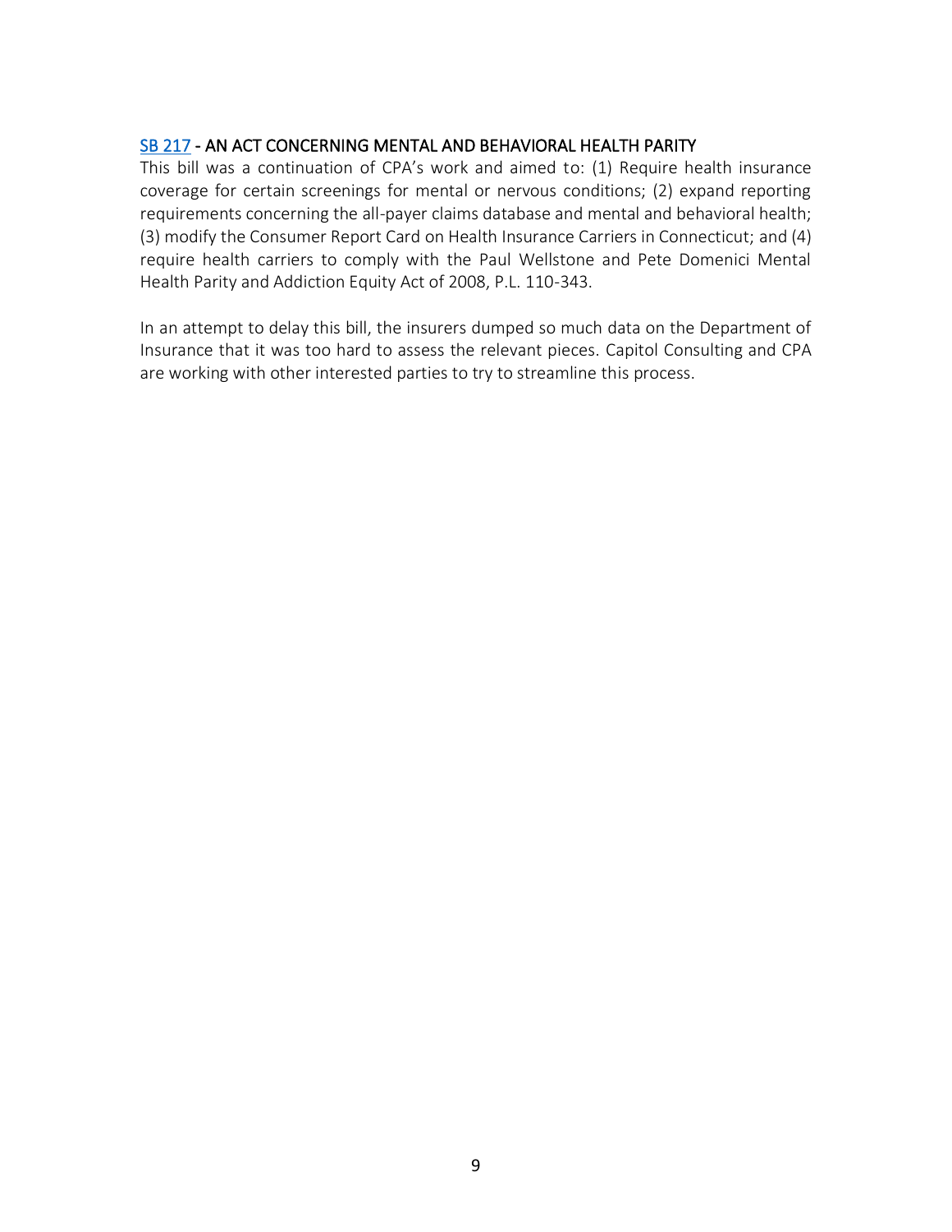### [SB 217](#) - AN ACT CONCERNING MENTAL AND BEHAVIORAL HEALTH PARITY

This bill was a continuation of CPA's work and aimed to: (1) Require health insurance coverage for certain screenings for mental or nervous conditions; (2) expand reporting requirements concerning the all-payer claims database and mental and behavioral health; (3) modify the Consumer Report Card on Health Insurance Carriers in Connecticut; and (4) require health carriers to comply with the Paul Wellstone and Pete Domenici Mental Health Parity and Addiction Equity Act of 2008, P.L. 110-343.

In an attempt to delay this bill, the insurers dumped so much data on the Department of Insurance that it was too hard to assess the relevant pieces. Capitol Consulting and CPA are working with other interested parties to try to streamline this process.